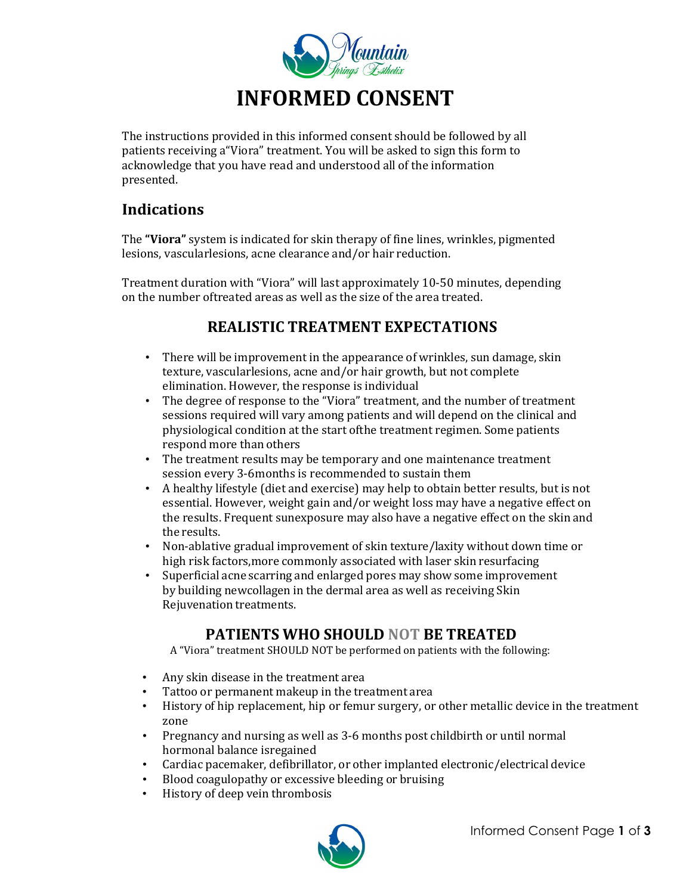# INFORMED CONSENT

The instructions provided in this informed consent should be followed by all patients receiving a"Viora" treatment. You will be asked to sign this form to acknowledge that you have read and understood all of the information presented.

## Indications

The **"Viora"** system is indicated for skin therapy of fine lines, wrinkles, pigmented lesions, vascularlesions, acne clearance and/or hair reduction.

Treatment duration with "Viora" will last approximately 10-50 minutes, depending on the number oftreated areas as well as the size of the area treated.

## REALISTIC TREATMENT EXPECTATIONS

- There will be improvement in the appearance of wrinkles, sun damage, skin texture, vascularlesions, acne and/or hair growth, but not complete elimination. However, the response is individual
- The degree of response to the "Viora" treatment, and the number of treatment sessions required will vary among patients and will depend on the clinical and physiological condition at the start ofthe treatment regimen. Some patients respond more than others
- The treatment results may be temporary and one maintenance treatment session every 3-6months is recommended to sustain them
- A healthy lifestyle (diet and exercise) may help to obtain better results, but is not essential. However, weight gain and/or weight loss may have a negative effect on the results. Frequent sunexposure may also have a negative effect on the skin and the results.
- Non-ablative gradual improvement of skin texture/laxity without down time or high risk factors,more commonly associated with laser skin resurfacing
- Superficial acne scarring and enlarged pores may show some improvement by building newcollagen in the dermal area as well as receiving Skin Rejuvenation treatments.

## PATIENTS WHO SHOULD NOT BE TREATED

A "Viora" treatment SHOULD NOT be performed on patients with the following:

- Any skin disease in the treatment area
- Tattoo or permanent makeup in the treatment area
- History of hip replacement, hip or femur surgery, or other metallic device in the treatment zone
- Pregnancy and nursing as well as 3-6 months post childbirth or until normal hormonal balance isregained
- Cardiac pacemaker, defibrillator, or other implanted electronic/electrical device
- Blood coagulopathy or excessive bleeding or bruising
- History of deep vein thrombosis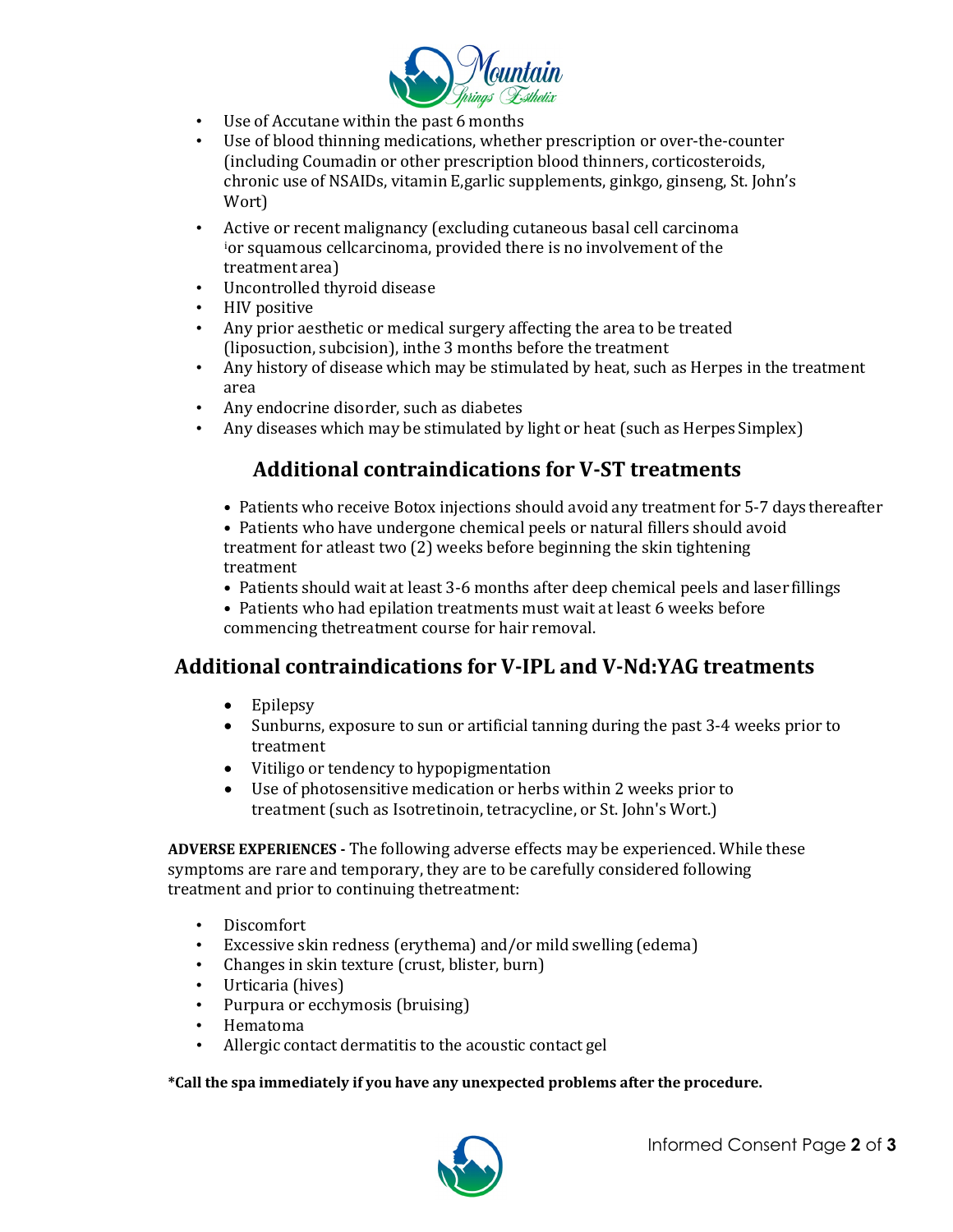- Use of Accutane within the past 6 months
- Use of blood thinning medications, whether prescription or over-the-counter (including Coumadin or other prescription blood thinners, corticosteroids, chronic use of NSAIDs, vitamin E,garlic supplements, ginkgo, ginseng, St. John's Wort)
- Active or recent malignancy (excluding cutaneous basal cell carcinoma [i]or squamous cellcarcinoma, provided there is no involvement of the treatment area)
- Uncontrolled thyroid disease
- HIV positive
- Any prior aesthetic or medical surgery affecting the area to be treated (liposuction, subcision), inthe 3 months before the treatment
- Any history of disease which may be stimulated by heat, such as Herpes in the treatment area
- Any endocrine disorder, such as diabetes
- Any diseases which may be stimulated by light or heat (such as Herpes Simplex)

## Additional contraindications for V-ST treatments

- Patients who receive Botox injections should avoid any treatment for 5-7 days thereafter
- Patients who have undergone chemical peels or natural fillers should avoid treatment for atleast two (2) weeks before beginning the skin tightening treatment
- Patients should wait at least 3-6 months after deep chemical peels and laser fillings
- Patients who had epilation treatments must wait at least 6 weeks before commencing thetreatment course for hair removal.

## Additional contraindications for V-IPL and V-Nd:YAG treatments

- Epilepsy
- Sunburns, exposure to sun or artificial tanning during the past 3-4 weeks prior to treatment
- Vitiligo or tendency to hypopigmentation
- Use of photosensitive medication or herbs within 2 weeks prior to treatment (such as Isotretinoin, tetracycline, or St. John's Wort.)

**ADVERSE EXPERIENCES -** The following adverse effects may be experienced. While these symptoms are rare and temporary, they are to be carefully considered following treatment and prior to continuing thetreatment:

- Discomfort
- Excessive skin redness (erythema) and/or mild swelling (edema)
- Changes in skin texture (crust, blister, burn)
- Urticaria (hives)
- Purpura or ecchymosis (bruising)
- Hematoma
- Allergic contact dermatitis to the acoustic contact gel

**\*Call the spa immediately if you have any unexpected problems after the procedure.**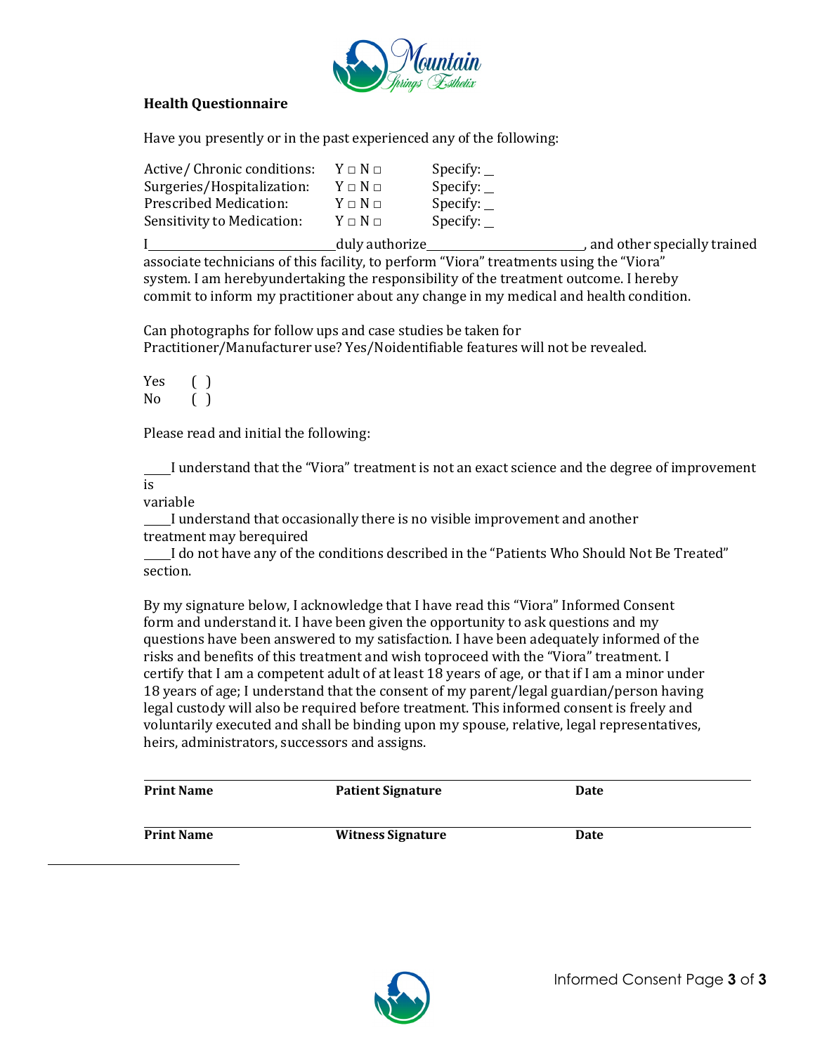**Health Questionnaire**

Have you presently or in the past experienced any of the following:

| | | |
|---|---|---|
| Active/ Chronic conditions: | Y □ N □ | Specify: _ |
| Surgeries/Hospitalization: | Y □ N □ | Specify: _ |
| Prescribed Medication: | Y □ N □ | Specify: _ |
| Sensitivity to Medication: | Y □ N □ | Specify: _ |

I\_\_\_\_\_\_\_\_\_\_\_\_\_\_\_\_\_\_\_\_\_\_\_\_\_\_\_\_duly authorize\_\_\_\_\_\_\_\_\_\_\_\_\_\_\_\_\_\_\_\_\_\_\_\_\_, and other specially trained associate technicians of this facility, to perform "Viora" treatments using the "Viora" system. I am herebyundertaking the responsibility of the treatment outcome. I hereby commit to inform my practitioner about any change in my medical and health condition.

Can photographs for follow ups and case studies be taken for Practitioner/Manufacturer use? Yes/Noidentifiable features will not be revealed.

Yes ( )
No ( )

Please read and initial the following:

\_\_\_\_I understand that the "Viora" treatment is not an exact science and the degree of improvement is variable
\_\_\_\_I understand that occasionally there is no visible improvement and another treatment may berequired
\_\_\_\_I do not have any of the conditions described in the "Patients Who Should Not Be Treated" section.

By my signature below, I acknowledge that I have read this "Viora" Informed Consent form and understand it. I have been given the opportunity to ask questions and my questions have been answered to my satisfaction. I have been adequately informed of the risks and benefits of this treatment and wish toproceed with the "Viora" treatment. I certify that I am a competent adult of at least 18 years of age, or that if I am a minor under 18 years of age; I understand that the consent of my parent/legal guardian/person having legal custody will also be required before treatment. This informed consent is freely and voluntarily executed and shall be binding upon my spouse, relative, legal representatives, heirs, administrators, successors and assigns.

| | | |
|---|---|---|
| **Print Name** | **Patient Signature** | **Date** |
| **Print Name** | **Witness Signature** | **Date** |